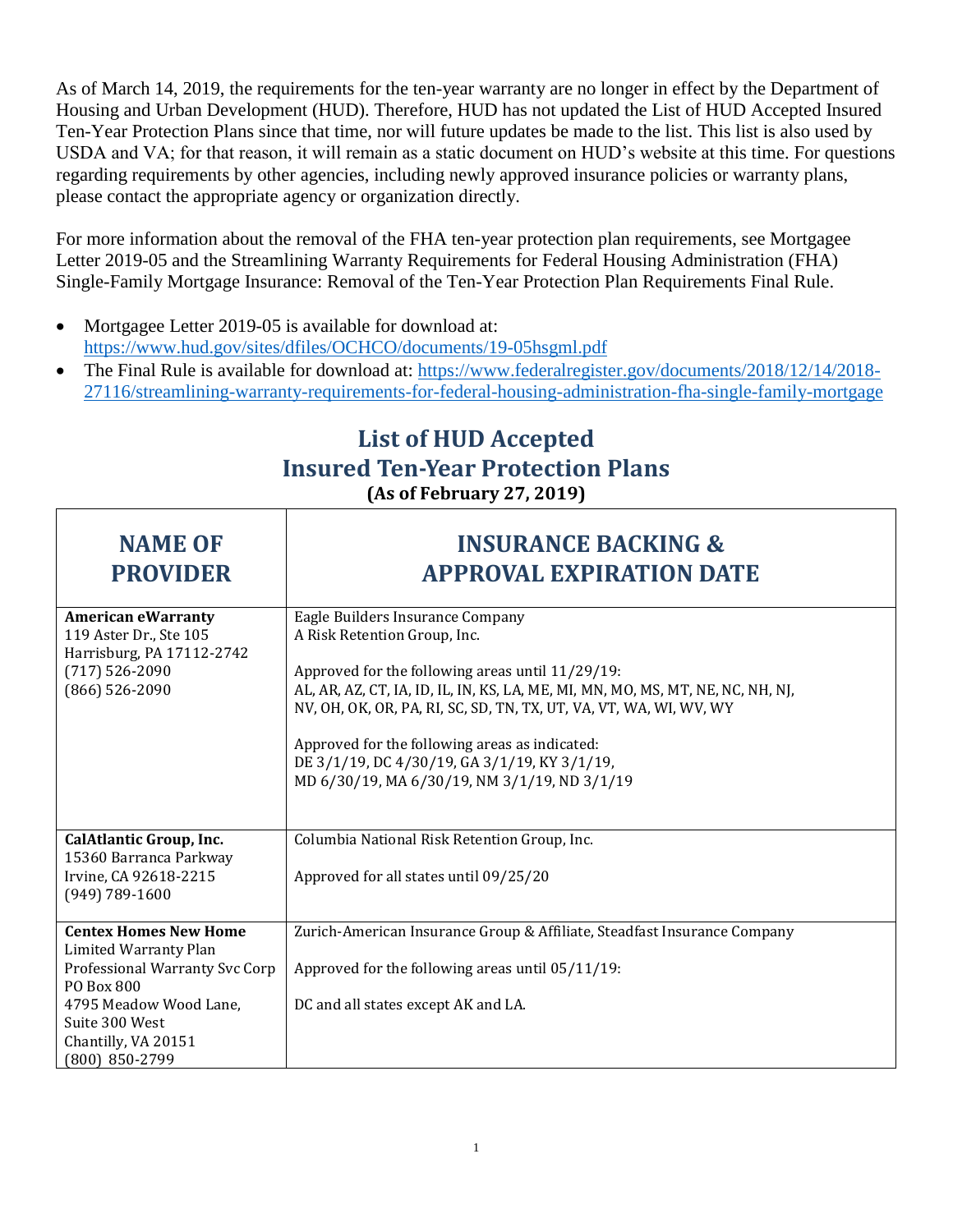As of March 14, 2019, the requirements for the ten-year warranty are no longer in effect by the Department of Housing and Urban Development (HUD). Therefore, HUD has not updated the List of HUD Accepted Insured Ten-Year Protection Plans since that time, nor will future updates be made to the list. This list is also used by USDA and VA; for that reason, it will remain as a static document on HUD's website at this time. For questions regarding requirements by other agencies, including newly approved insurance policies or warranty plans, please contact the appropriate agency or organization directly.

For more information about the removal of the FHA ten-year protection plan requirements, see Mortgagee Letter 2019-05 and the Streamlining Warranty Requirements for Federal Housing Administration (FHA) Single-Family Mortgage Insurance: Removal of the Ten-Year Protection Plan Requirements Final Rule.

- Mortgagee Letter 2019-05 is available for download at: https://www.hud.gov/sites/dfiles/OCHCO/documents/19-05hsgml.pdf
- The Final Rule is available for download at: https://www.federalregister.gov/documents/2018/12/14/2018-27116/streamlining-warranty-requirements-for-federal-housing-administration-fha-single-family-mortgage

# List of HUD Accepted Insured Ten-Year Protection Plans

**(As of February 27, 2019)**

| NAME OF PROVIDER | INSURANCE BACKING & APPROVAL EXPIRATION DATE |
|---|---|
| **American eWarranty**<br>119 Aster Dr., Ste 105<br>Harrisburg, PA 17112-2742<br>(717) 526-2090<br>(866) 526-2090 | Eagle Builders Insurance Company<br>A Risk Retention Group, Inc.<br><br>Approved for the following areas until 11/29/19:<br>AL, AR, AZ, CT, IA, ID, IL, IN, KS, LA, ME, MI, MN, MO, MS, MT, NE, NC, NH, NJ, NV, OH, OK, OR, PA, RI, SC, SD, TN, TX, UT, VA, VT, WA, WI, WV, WY<br><br>Approved for the following areas as indicated:<br>DE 3/1/19, DC 4/30/19, GA 3/1/19, KY 3/1/19, MD 6/30/19, MA 6/30/19, NM 3/1/19, ND 3/1/19 |
| **CalAtlantic Group, Inc.**<br>15360 Barranca Parkway<br>Irvine, CA 92618-2215<br>(949) 789-1600 | Columbia National Risk Retention Group, Inc.<br><br>Approved for all states until 09/25/20 |
| **Centex Homes New Home**<br>Limited Warranty Plan<br>Professional Warranty Svc Corp<br>PO Box 800<br>4795 Meadow Wood Lane, Suite 300 West<br>Chantilly, VA 20151<br>(800) 850-2799 | Zurich-American Insurance Group & Affiliate, Steadfast Insurance Company<br><br>Approved for the following areas until 05/11/19:<br><br>DC and all states except AK and LA. |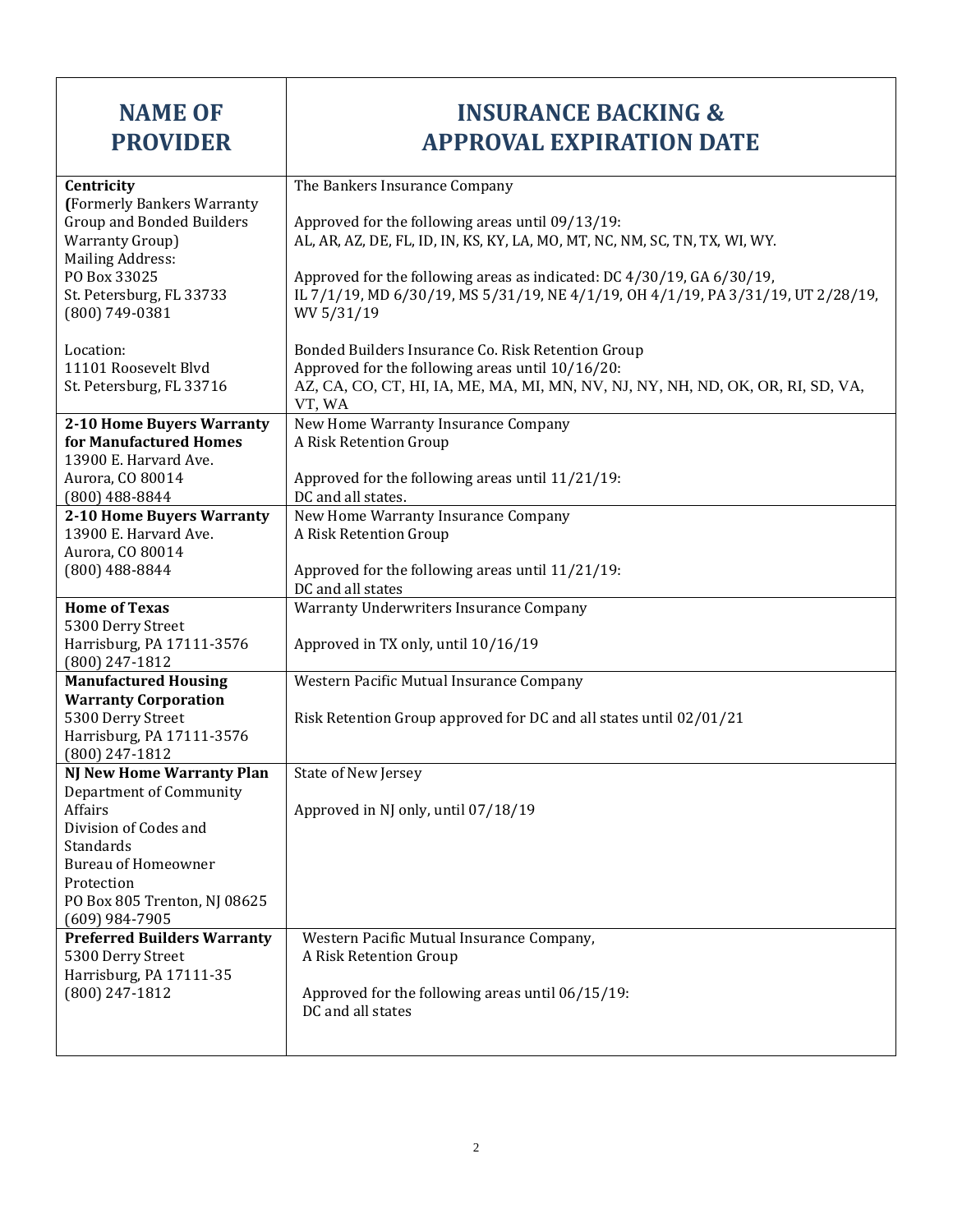| NAME OF PROVIDER | INSURANCE BACKING & APPROVAL EXPIRATION DATE |
|---|---|
| **Centricity** (Formerly Bankers Warranty Group and Bonded Builders Warranty Group)<br>Mailing Address:<br>PO Box 33025<br>St. Petersburg, FL 33733<br>(800) 749-0381<br><br>Location:<br>11101 Roosevelt Blvd<br>St. Petersburg, FL 33716 | The Bankers Insurance Company<br><br>Approved for the following areas until 09/13/19:<br>AL, AR, AZ, DE, FL, ID, IN, KS, KY, LA, MO, MT, NC, NM, SC, TN, TX, WI, WY.<br><br>Approved for the following areas as indicated: DC 4/30/19, GA 6/30/19, IL 7/1/19, MD 6/30/19, MS 5/31/19, NE 4/1/19, OH 4/1/19, PA 3/31/19, UT 2/28/19, WV 5/31/19<br><br>Bonded Builders Insurance Co. Risk Retention Group<br>Approved for the following areas until 10/16/20:<br>AZ, CA, CO, CT, HI, IA, ME, MA, MI, MN, NV, NJ, NY, NH, ND, OK, OR, RI, SD, VA, VT, WA |
| **2-10 Home Buyers Warranty for Manufactured Homes**<br>13900 E. Harvard Ave.<br>Aurora, CO 80014<br>(800) 488-8844 | New Home Warranty Insurance Company<br>A Risk Retention Group<br><br>Approved for the following areas until 11/21/19:<br>DC and all states. |
| **2-10 Home Buyers Warranty**<br>13900 E. Harvard Ave.<br>Aurora, CO 80014<br>(800) 488-8844 | New Home Warranty Insurance Company<br>A Risk Retention Group<br><br>Approved for the following areas until 11/21/19:<br>DC and all states |
| **Home of Texas**<br>5300 Derry Street<br>Harrisburg, PA 17111-3576<br>(800) 247-1812 | Warranty Underwriters Insurance Company<br><br>Approved in TX only, until 10/16/19 |
| **Manufactured Housing Warranty Corporation**<br>5300 Derry Street<br>Harrisburg, PA 17111-3576<br>(800) 247-1812 | Western Pacific Mutual Insurance Company<br><br>Risk Retention Group approved for DC and all states until 02/01/21 |
| **NJ New Home Warranty Plan**<br>Department of Community Affairs<br>Division of Codes and Standards<br>Bureau of Homeowner Protection<br>PO Box 805 Trenton, NJ 08625<br>(609) 984-7905 | State of New Jersey<br><br>Approved in NJ only, until 07/18/19 |
| **Preferred Builders Warranty**<br>5300 Derry Street<br>Harrisburg, PA 17111-35<br>(800) 247-1812 | Western Pacific Mutual Insurance Company,<br>A Risk Retention Group<br><br>Approved for the following areas until 06/15/19:<br>DC and all states |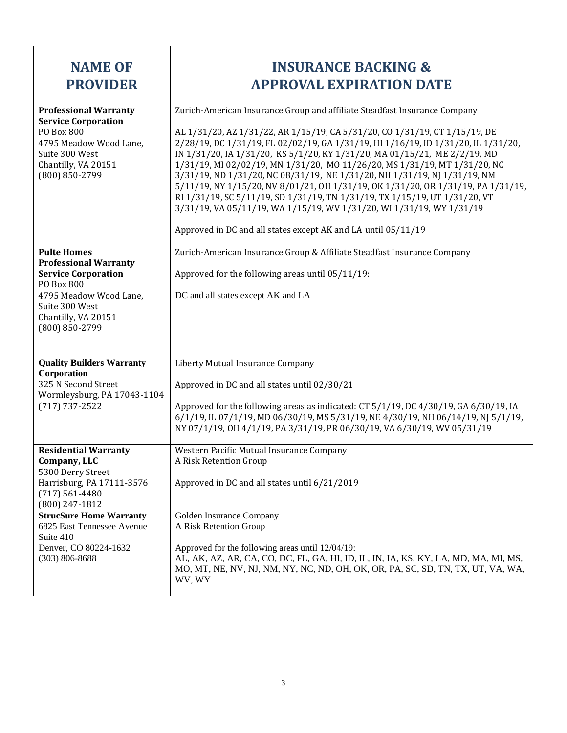| NAME OF PROVIDER | INSURANCE BACKING & APPROVAL EXPIRATION DATE |
|---|---|
| **Professional Warranty Service Corporation**<br>PO Box 800<br>4795 Meadow Wood Lane, Suite 300 West<br>Chantilly, VA 20151<br>(800) 850-2799 | Zurich-American Insurance Group and affiliate Steadfast Insurance Company<br><br>AL 1/31/20, AZ 1/31/22, AR 1/15/19, CA 5/31/20, CO 1/31/19, CT 1/15/19, DE 2/28/19, DC 1/31/19, FL 02/02/19, GA 1/31/19, HI 1/16/19, ID 1/31/20, IL 1/31/20, IN 1/31/20, IA 1/31/20, KS 5/1/20, KY 1/31/20, MA 01/15/21, ME 2/2/19, MD 1/31/19, MI 02/02/19, MN 1/31/20, MO 11/26/20, MS 1/31/19, MT 1/31/20, NC 3/31/19, ND 1/31/20, NC 08/31/19, NE 1/31/20, NH 1/31/19, NJ 1/31/19, NM 5/11/19, NY 1/15/20, NV 8/01/21, OH 1/31/19, OK 1/31/20, OR 1/31/19, PA 1/31/19, RI 1/31/19, SC 5/11/19, SD 1/31/19, TN 1/31/19, TX 1/15/19, UT 1/31/20, VT 3/31/19, VA 05/11/19, WA 1/15/19, WV 1/31/20, WI 1/31/19, WY 1/31/19<br><br>Approved in DC and all states except AK and LA until 05/11/19 |
| **Pulte Homes Professional Warranty Service Corporation**<br>PO Box 800<br>4795 Meadow Wood Lane, Suite 300 West<br>Chantilly, VA 20151<br>(800) 850-2799 | Zurich-American Insurance Group & Affiliate Steadfast Insurance Company<br><br>Approved for the following areas until 05/11/19:<br><br>DC and all states except AK and LA |
| **Quality Builders Warranty Corporation**<br>325 N Second Street<br>Wormleysburg, PA 17043-1104<br>(717) 737-2522 | Liberty Mutual Insurance Company<br><br>Approved in DC and all states until 02/30/21<br><br>Approved for the following areas as indicated: CT 5/1/19, DC 4/30/19, GA 6/30/19, IA 6/1/19, IL 07/1/19, MD 06/30/19, MS 5/31/19, NE 4/30/19, NH 06/14/19, NJ 5/1/19, NY 07/1/19, OH 4/1/19, PA 3/31/19, PR 06/30/19, VA 6/30/19, WV 05/31/19 |
| **Residential Warranty Company, LLC**<br>5300 Derry Street<br>Harrisburg, PA 17111-3576<br>(717) 561-4480<br>(800) 247-1812 | Western Pacific Mutual Insurance Company<br>A Risk Retention Group<br><br>Approved in DC and all states until 6/21/2019 |
| **StrucSure Home Warranty**<br>6825 East Tennessee Avenue<br>Suite 410<br>Denver, CO 80224-1632<br>(303) 806-8688 | Golden Insurance Company<br>A Risk Retention Group<br><br>Approved for the following areas until 12/04/19:<br>AL, AK, AZ, AR, CA, CO, DC, FL, GA, HI, ID, IL, IN, IA, KS, KY, LA, MD, MA, MI, MS, MO, MT, NE, NV, NJ, NM, NY, NC, ND, OH, OK, OR, PA, SC, SD, TN, TX, UT, VA, WA, WV, WY |